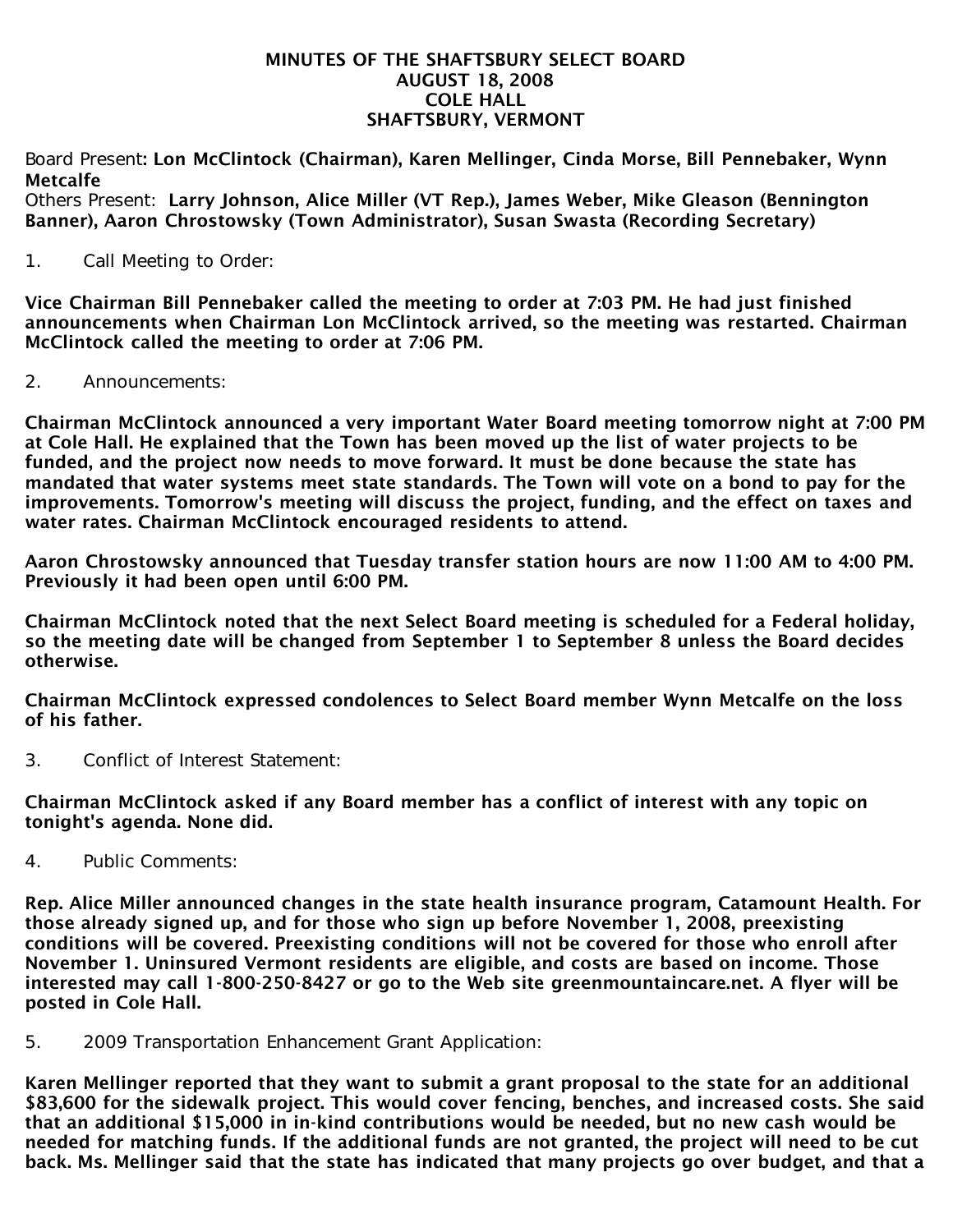# MINUTES OF THE SHAFTSBURY SELECT BOARD
## AUGUST 18, 2008
## COLE HALL
## SHAFTSBURY, VERMONT

Board Present: **Lon McClintock (Chairman), Karen Mellinger, Cinda Morse, Bill Pennebaker, Wynn Metcalfe**
Others Present: **Larry Johnson, Alice Miller (VT Rep.), James Weber, Mike Gleason (Bennington Banner), Aaron Chrostowsky (Town Administrator), Susan Swasta (Recording Secretary)**

1. Call Meeting to Order:

**Vice Chairman Bill Pennebaker called the meeting to order at 7:03 PM. He had just finished announcements when Chairman Lon McClintock arrived, so the meeting was restarted. Chairman McClintock called the meeting to order at 7:06 PM.**

2. Announcements:

**Chairman McClintock announced a very important Water Board meeting tomorrow night at 7:00 PM at Cole Hall. He explained that the Town has been moved up the list of water projects to be funded, and the project now needs to move forward. It must be done because the state has mandated that water systems meet state standards. The Town will vote on a bond to pay for the improvements. Tomorrow's meeting will discuss the project, funding, and the effect on taxes and water rates. Chairman McClintock encouraged residents to attend.**

**Aaron Chrostowsky announced that Tuesday transfer station hours are now 11:00 AM to 4:00 PM. Previously it had been open until 6:00 PM.**

**Chairman McClintock noted that the next Select Board meeting is scheduled for a Federal holiday, so the meeting date will be changed from September 1 to September 8 unless the Board decides otherwise.**

**Chairman McClintock expressed condolences to Select Board member Wynn Metcalfe on the loss of his father.**

3. Conflict of Interest Statement:

**Chairman McClintock asked if any Board member has a conflict of interest with any topic on tonight's agenda. None did.**

4. Public Comments:

**Rep. Alice Miller announced changes in the state health insurance program, Catamount Health. For those already signed up, and for those who sign up before November 1, 2008, preexisting conditions will be covered. Preexisting conditions will not be covered for those who enroll after November 1. Uninsured Vermont residents are eligible, and costs are based on income. Those interested may call 1-800-250-8427 or go to the Web site greenmountaincare.net. A flyer will be posted in Cole Hall.**

5. 2009 Transportation Enhancement Grant Application:

**Karen Mellinger reported that they want to submit a grant proposal to the state for an additional $83,600 for the sidewalk project. This would cover fencing, benches, and increased costs. She said that an additional $15,000 in in-kind contributions would be needed, but no new cash would be needed for matching funds. If the additional funds are not granted, the project will need to be cut back. Ms. Mellinger said that the state has indicated that many projects go over budget, and that a**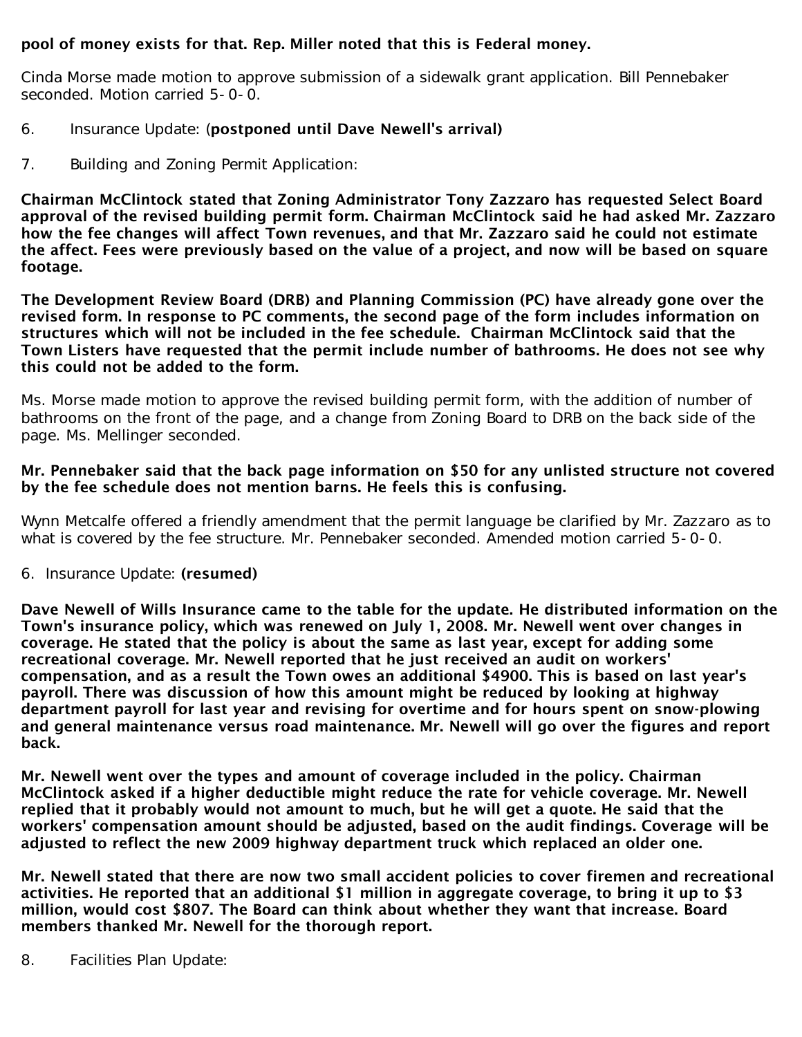**pool of money exists for that. Rep. Miller noted that this is Federal money.**

Cinda Morse made motion to approve submission of a sidewalk grant application. Bill Pennebaker seconded. Motion carried 5-0-0.

6. Insurance Update: (**postponed until Dave Newell's arrival)**

7. Building and Zoning Permit Application:

**Chairman McClintock stated that Zoning Administrator Tony Zazzaro has requested Select Board approval of the revised building permit form. Chairman McClintock said he had asked Mr. Zazzaro how the fee changes will affect Town revenues, and that Mr. Zazzaro said he could not estimate the affect. Fees were previously based on the value of a project, and now will be based on square footage.**

**The Development Review Board (DRB) and Planning Commission (PC) have already gone over the revised form. In response to PC comments, the second page of the form includes information on structures which will not be included in the fee schedule. Chairman McClintock said that the Town Listers have requested that the permit include number of bathrooms. He does not see why this could not be added to the form.**

Ms. Morse made motion to approve the revised building permit form, with the addition of number of bathrooms on the front of the page, and a change from Zoning Board to DRB on the back side of the page. Ms. Mellinger seconded.

**Mr. Pennebaker said that the back page information on $50 for any unlisted structure not covered by the fee schedule does not mention barns. He feels this is confusing.**

Wynn Metcalfe offered a friendly amendment that the permit language be clarified by Mr. Zazzaro as to what is covered by the fee structure. Mr. Pennebaker seconded. Amended motion carried 5-0-0.

6. Insurance Update: **(resumed)**

**Dave Newell of Wills Insurance came to the table for the update. He distributed information on the Town's insurance policy, which was renewed on July 1, 2008. Mr. Newell went over changes in coverage. He stated that the policy is about the same as last year, except for adding some recreational coverage. Mr. Newell reported that he just received an audit on workers' compensation, and as a result the Town owes an additional $4900. This is based on last year's payroll. There was discussion of how this amount might be reduced by looking at highway department payroll for last year and revising for overtime and for hours spent on snow-plowing and general maintenance versus road maintenance. Mr. Newell will go over the figures and report back.**

**Mr. Newell went over the types and amount of coverage included in the policy. Chairman McClintock asked if a higher deductible might reduce the rate for vehicle coverage. Mr. Newell replied that it probably would not amount to much, but he will get a quote. He said that the workers' compensation amount should be adjusted, based on the audit findings. Coverage will be adjusted to reflect the new 2009 highway department truck which replaced an older one.**

**Mr. Newell stated that there are now two small accident policies to cover firemen and recreational activities. He reported that an additional $1 million in aggregate coverage, to bring it up to $3 million, would cost $807. The Board can think about whether they want that increase. Board members thanked Mr. Newell for the thorough report.**

8. Facilities Plan Update: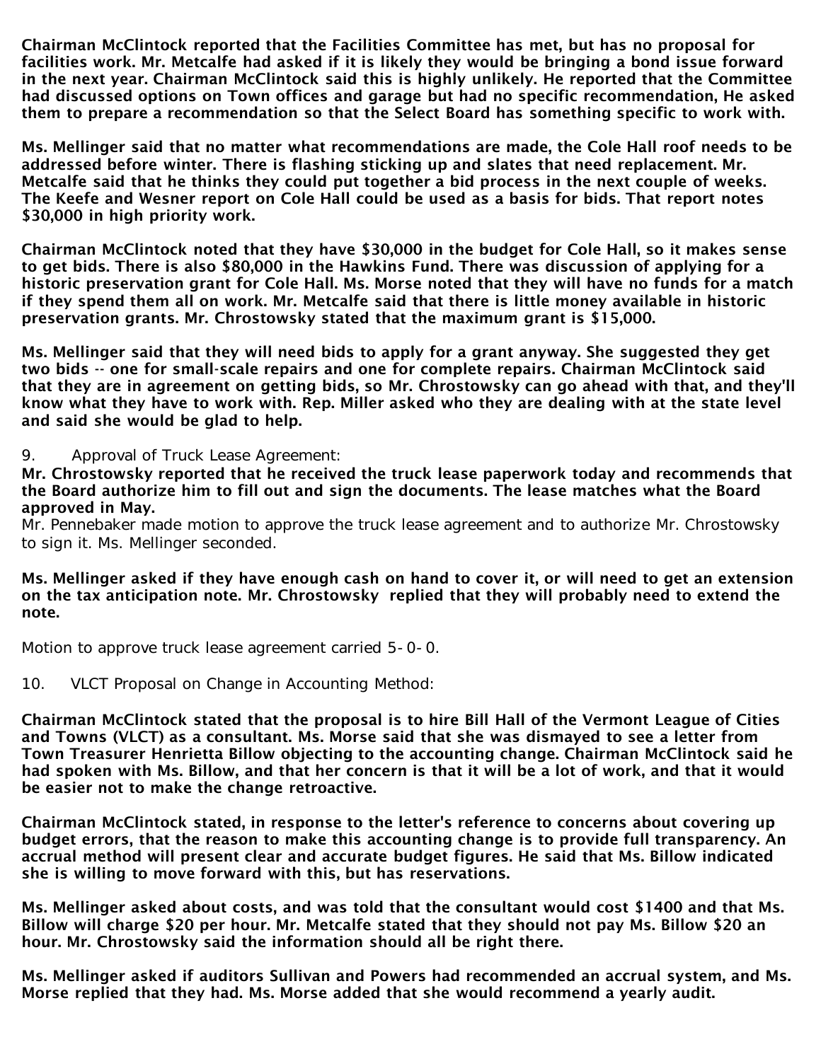**Chairman McClintock reported that the Facilities Committee has met, but has no proposal for facilities work. Mr. Metcalfe had asked if it is likely they would be bringing a bond issue forward in the next year. Chairman McClintock said this is highly unlikely. He reported that the Committee had discussed options on Town offices and garage but had no specific recommendation, He asked them to prepare a recommendation so that the Select Board has something specific to work with.**

**Ms. Mellinger said that no matter what recommendations are made, the Cole Hall roof needs to be addressed before winter. There is flashing sticking up and slates that need replacement. Mr. Metcalfe said that he thinks they could put together a bid process in the next couple of weeks. The Keefe and Wesner report on Cole Hall could be used as a basis for bids. That report notes $30,000 in high priority work.**

**Chairman McClintock noted that they have $30,000 in the budget for Cole Hall, so it makes sense to get bids. There is also $80,000 in the Hawkins Fund. There was discussion of applying for a historic preservation grant for Cole Hall. Ms. Morse noted that they will have no funds for a match if they spend them all on work. Mr. Metcalfe said that there is little money available in historic preservation grants. Mr. Chrostowsky stated that the maximum grant is $15,000.**

**Ms. Mellinger said that they will need bids to apply for a grant anyway. She suggested they get two bids -- one for small-scale repairs and one for complete repairs. Chairman McClintock said that they are in agreement on getting bids, so Mr. Chrostowsky can go ahead with that, and they'll know what they have to work with. Rep. Miller asked who they are dealing with at the state level and said she would be glad to help.**

9. Approval of Truck Lease Agreement:

**Mr. Chrostowsky reported that he received the truck lease paperwork today and recommends that the Board authorize him to fill out and sign the documents. The lease matches what the Board approved in May.**

Mr. Pennebaker made motion to approve the truck lease agreement and to authorize Mr. Chrostowsky to sign it. Ms. Mellinger seconded.

**Ms. Mellinger asked if they have enough cash on hand to cover it, or will need to get an extension on the tax anticipation note. Mr. Chrostowsky replied that they will probably need to extend the note.**

Motion to approve truck lease agreement carried 5-0-0.

10. VLCT Proposal on Change in Accounting Method:

**Chairman McClintock stated that the proposal is to hire Bill Hall of the Vermont League of Cities and Towns (VLCT) as a consultant. Ms. Morse said that she was dismayed to see a letter from Town Treasurer Henrietta Billow objecting to the accounting change. Chairman McClintock said he had spoken with Ms. Billow, and that her concern is that it will be a lot of work, and that it would be easier not to make the change retroactive.**

**Chairman McClintock stated, in response to the letter's reference to concerns about covering up budget errors, that the reason to make this accounting change is to provide full transparency. An accrual method will present clear and accurate budget figures. He said that Ms. Billow indicated she is willing to move forward with this, but has reservations.**

**Ms. Mellinger asked about costs, and was told that the consultant would cost $1400 and that Ms. Billow will charge $20 per hour. Mr. Metcalfe stated that they should not pay Ms. Billow $20 an hour. Mr. Chrostowsky said the information should all be right there.**

**Ms. Mellinger asked if auditors Sullivan and Powers had recommended an accrual system, and Ms. Morse replied that they had. Ms. Morse added that she would recommend a yearly audit.**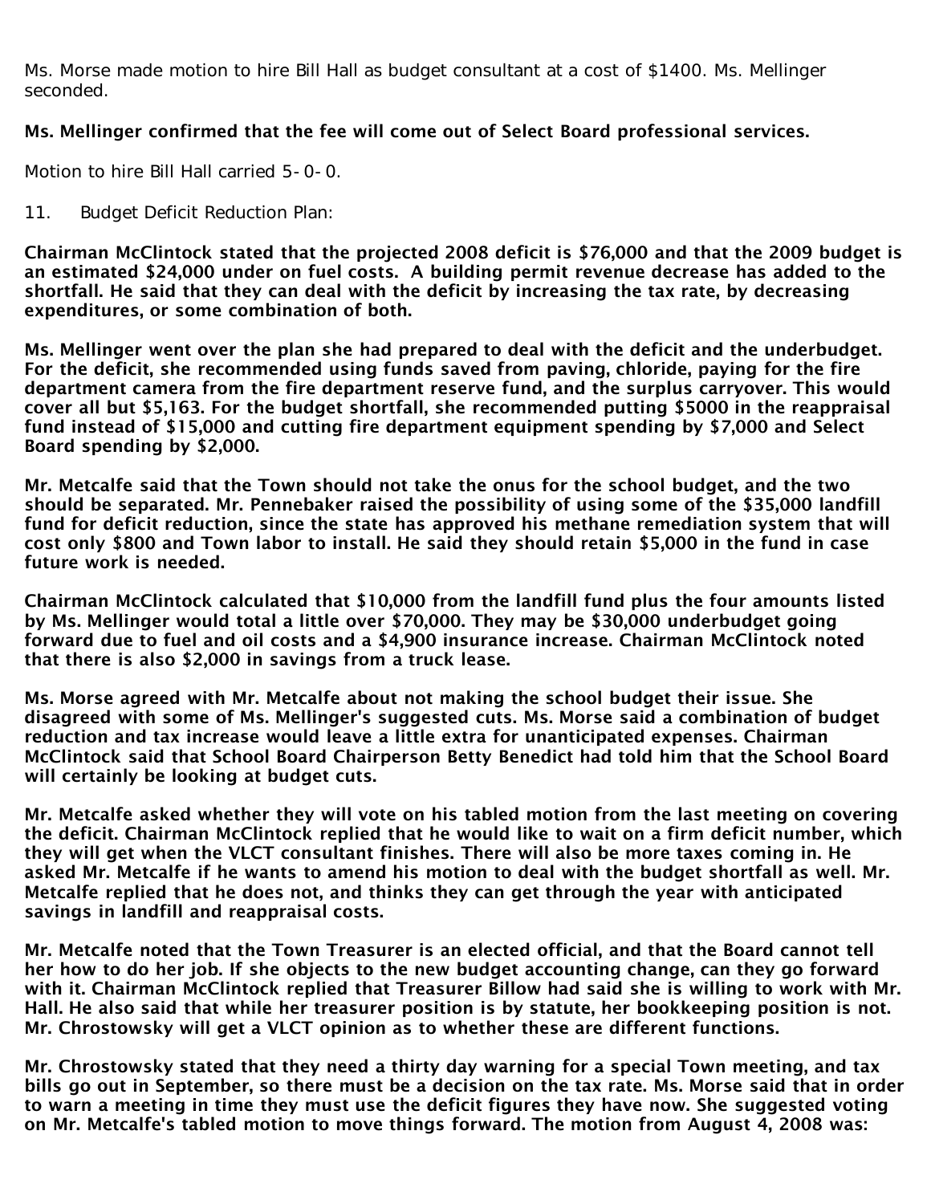Ms. Morse made motion to hire Bill Hall as budget consultant at a cost of $1400. Ms. Mellinger seconded.

**Ms. Mellinger confirmed that the fee will come out of Select Board professional services.**

Motion to hire Bill Hall carried 5-0-0.

11. Budget Deficit Reduction Plan:

**Chairman McClintock stated that the projected 2008 deficit is $76,000 and that the 2009 budget is an estimated $24,000 under on fuel costs. A building permit revenue decrease has added to the shortfall. He said that they can deal with the deficit by increasing the tax rate, by decreasing expenditures, or some combination of both.**

**Ms. Mellinger went over the plan she had prepared to deal with the deficit and the underbudget. For the deficit, she recommended using funds saved from paving, chloride, paying for the fire department camera from the fire department reserve fund, and the surplus carryover. This would cover all but $5,163. For the budget shortfall, she recommended putting $5000 in the reappraisal fund instead of $15,000 and cutting fire department equipment spending by $7,000 and Select Board spending by $2,000.**

**Mr. Metcalfe said that the Town should not take the onus for the school budget, and the two should be separated. Mr. Pennebaker raised the possibility of using some of the $35,000 landfill fund for deficit reduction, since the state has approved his methane remediation system that will cost only $800 and Town labor to install. He said they should retain $5,000 in the fund in case future work is needed.**

**Chairman McClintock calculated that $10,000 from the landfill fund plus the four amounts listed by Ms. Mellinger would total a little over $70,000. They may be $30,000 underbudget going forward due to fuel and oil costs and a $4,900 insurance increase. Chairman McClintock noted that there is also $2,000 in savings from a truck lease.**

**Ms. Morse agreed with Mr. Metcalfe about not making the school budget their issue. She disagreed with some of Ms. Mellinger's suggested cuts. Ms. Morse said a combination of budget reduction and tax increase would leave a little extra for unanticipated expenses. Chairman McClintock said that School Board Chairperson Betty Benedict had told him that the School Board will certainly be looking at budget cuts.**

**Mr. Metcalfe asked whether they will vote on his tabled motion from the last meeting on covering the deficit. Chairman McClintock replied that he would like to wait on a firm deficit number, which they will get when the VLCT consultant finishes. There will also be more taxes coming in. He asked Mr. Metcalfe if he wants to amend his motion to deal with the budget shortfall as well. Mr. Metcalfe replied that he does not, and thinks they can get through the year with anticipated savings in landfill and reappraisal costs.**

**Mr. Metcalfe noted that the Town Treasurer is an elected official, and that the Board cannot tell her how to do her job. If she objects to the new budget accounting change, can they go forward with it. Chairman McClintock replied that Treasurer Billow had said she is willing to work with Mr. Hall. He also said that while her treasurer position is by statute, her bookkeeping position is not. Mr. Chrostowsky will get a VLCT opinion as to whether these are different functions.**

**Mr. Chrostowsky stated that they need a thirty day warning for a special Town meeting, and tax bills go out in September, so there must be a decision on the tax rate. Ms. Morse said that in order to warn a meeting in time they must use the deficit figures they have now. She suggested voting on Mr. Metcalfe's tabled motion to move things forward. The motion from August 4, 2008 was:**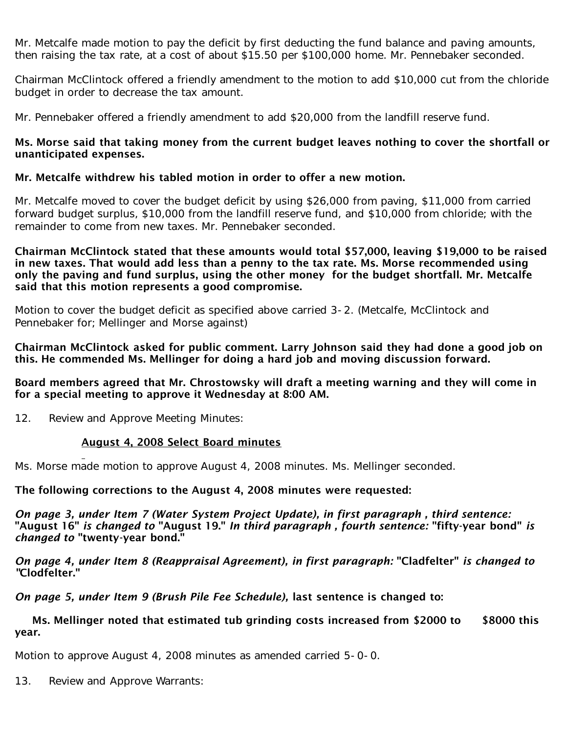Mr. Metcalfe made motion to pay the deficit by first deducting the fund balance and paving amounts, then raising the tax rate, at a cost of about $15.50 per $100,000 home. Mr. Pennebaker seconded.

Chairman McClintock offered a friendly amendment to the motion to add $10,000 cut from the chloride budget in order to decrease the tax amount.

Mr. Pennebaker offered a friendly amendment to add $20,000 from the landfill reserve fund.

**Ms. Morse said that taking money from the current budget leaves nothing to cover the shortfall or unanticipated expenses.**

**Mr. Metcalfe withdrew his tabled motion in order to offer a new motion.**

Mr. Metcalfe moved to cover the budget deficit by using $26,000 from paving, $11,000 from carried forward budget surplus, $10,000 from the landfill reserve fund, and $10,000 from chloride; with the remainder to come from new taxes. Mr. Pennebaker seconded.

**Chairman McClintock stated that these amounts would total $57,000, leaving $19,000 to be raised in new taxes. That would add less than a penny to the tax rate. Ms. Morse recommended using only the paving and fund surplus, using the other money for the budget shortfall. Mr. Metcalfe said that this motion represents a good compromise.**

Motion to cover the budget deficit as specified above carried 3-2. (Metcalfe, McClintock and Pennebaker for; Mellinger and Morse against)

**Chairman McClintock asked for public comment. Larry Johnson said they had done a good job on this. He commended Ms. Mellinger for doing a hard job and moving discussion forward.**

**Board members agreed that Mr. Chrostowsky will draft a meeting warning and they will come in for a special meeting to approve it Wednesday at 8:00 AM.**

12. Review and Approve Meeting Minutes:

**August 4, 2008 Select Board minutes**

Ms. Morse made motion to approve August 4, 2008 minutes. Ms. Mellinger seconded.

**The following corrections to the August 4, 2008 minutes were requested:**

***On page 3, under Item 7 (Water System Project Update), in first paragraph , third sentence:* "August 16" *is changed to* "August 19." *In third paragraph , fourth sentence:* "fifty-year bond" *is changed to* "twenty-year bond."**

***On page 4, under Item 8 (Reappraisal Agreement), in first paragraph:* "Cladfelter" *is changed to* "Clodfelter."**

***On page 5, under Item 9 (Brush Pile Fee Schedule),* last sentence is changed to:**

**Ms. Mellinger noted that estimated tub grinding costs increased from $2000 to $8000 this year.**

Motion to approve August 4, 2008 minutes as amended carried 5-0-0.

13. Review and Approve Warrants: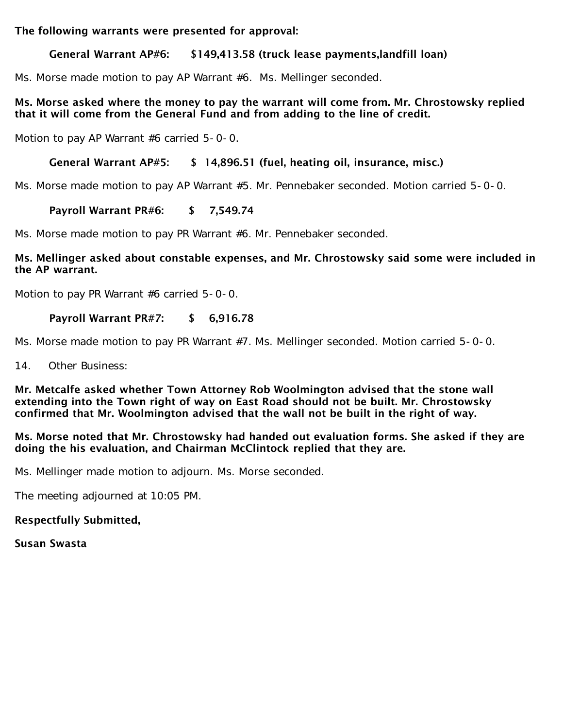**The following warrants were presented for approval:**

**General Warrant AP#6: $149,413.58 (truck lease payments,landfill loan)**

Ms. Morse made motion to pay AP Warrant #6. Ms. Mellinger seconded.

**Ms. Morse asked where the money to pay the warrant will come from. Mr. Chrostowsky replied that it will come from the General Fund and from adding to the line of credit.**

Motion to pay AP Warrant #6 carried 5-0-0.

**General Warrant AP#5: $ 14,896.51 (fuel, heating oil, insurance, misc.)**

Ms. Morse made motion to pay AP Warrant #5. Mr. Pennebaker seconded. Motion carried 5-0-0.

**Payroll Warrant PR#6: $ 7,549.74**

Ms. Morse made motion to pay PR Warrant #6. Mr. Pennebaker seconded.

**Ms. Mellinger asked about constable expenses, and Mr. Chrostowsky said some were included in the AP warrant.**

Motion to pay PR Warrant #6 carried 5-0-0.

**Payroll Warrant PR#7: $ 6,916.78**

Ms. Morse made motion to pay PR Warrant #7. Ms. Mellinger seconded. Motion carried 5-0-0.

14. Other Business:

**Mr. Metcalfe asked whether Town Attorney Rob Woolmington advised that the stone wall extending into the Town right of way on East Road should not be built. Mr. Chrostowsky confirmed that Mr. Woolmington advised that the wall not be built in the right of way.**

**Ms. Morse noted that Mr. Chrostowsky had handed out evaluation forms. She asked if they are doing the his evaluation, and Chairman McClintock replied that they are.**

Ms. Mellinger made motion to adjourn. Ms. Morse seconded.

The meeting adjourned at 10:05 PM.

**Respectfully Submitted,**

**Susan Swasta**